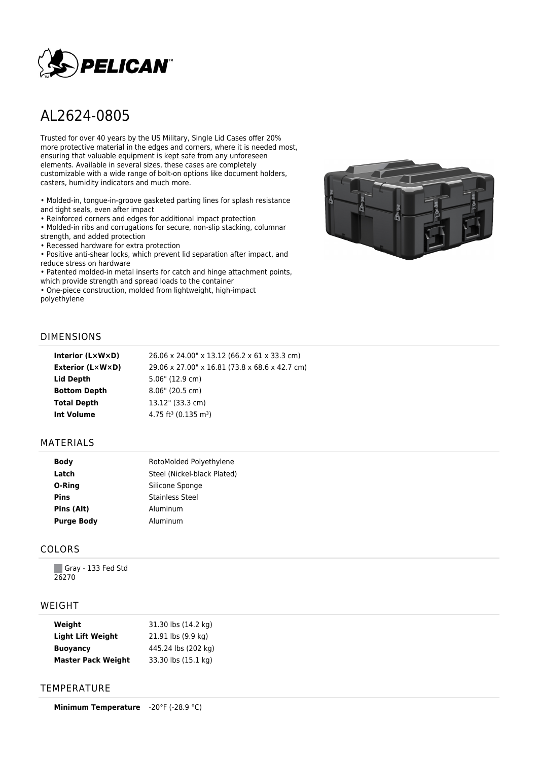# AL2624-0805

Trusted for over 40 years by the US Military, Single Lid Cases offer 20% more protective material in the edges and corners, where it is needed most, ensuring that valuable equipment is kept safe from any unforeseen elements. Available in several sizes, these cases are completely customizable with a wide range of bolt-on options like document holders, casters, humidity indicators and much more.

- Molded-in, tongue-in-groove gasketed parting lines for splash resistance and tight seals, even after impact
- Reinforced corners and edges for additional impact protection
- Molded-in ribs and corrugations for secure, non-slip stacking, columnar strength, and added protection
- Recessed hardware for extra protection
- Positive anti-shear locks, which prevent lid separation after impact, and reduce stress on hardware
- Patented molded-in metal inserts for catch and hinge attachment points, which provide strength and spread loads to the container
- One-piece construction, molded from lightweight, high-impact polyethylene

## DIMENSIONS

| | |
|---|---|
| **Interior (L×W×D)** | 26.06 x 24.00" x 13.12 (66.2 x 61 x 33.3 cm) |
| **Exterior (L×W×D)** | 29.06 x 27.00" x 16.81 (73.8 x 68.6 x 42.7 cm) |
| **Lid Depth** | 5.06" (12.9 cm) |
| **Bottom Depth** | 8.06" (20.5 cm) |
| **Total Depth** | 13.12" (33.3 cm) |
| **Int Volume** | 4.75 ft³ (0.135 m³) |

## MATERIALS

| | |
|---|---|
| **Body** | RotoMolded Polyethylene |
| **Latch** | Steel (Nickel-black Plated) |
| **O-Ring** | Silicone Sponge |
| **Pins** | Stainless Steel |
| **Pins (Alt)** | Aluminum |
| **Purge Body** | Aluminum |

## COLORS

Gray - 133 Fed Std 26270

## WEIGHT

| | |
|---|---|
| **Weight** | 31.30 lbs (14.2 kg) |
| **Light Lift Weight** | 21.91 lbs (9.9 kg) |
| **Buoyancy** | 445.24 lbs (202 kg) |
| **Master Pack Weight** | 33.30 lbs (15.1 kg) |

## TEMPERATURE

| | |
|---|---|
| **Minimum Temperature** | -20°F (-28.9 °C) |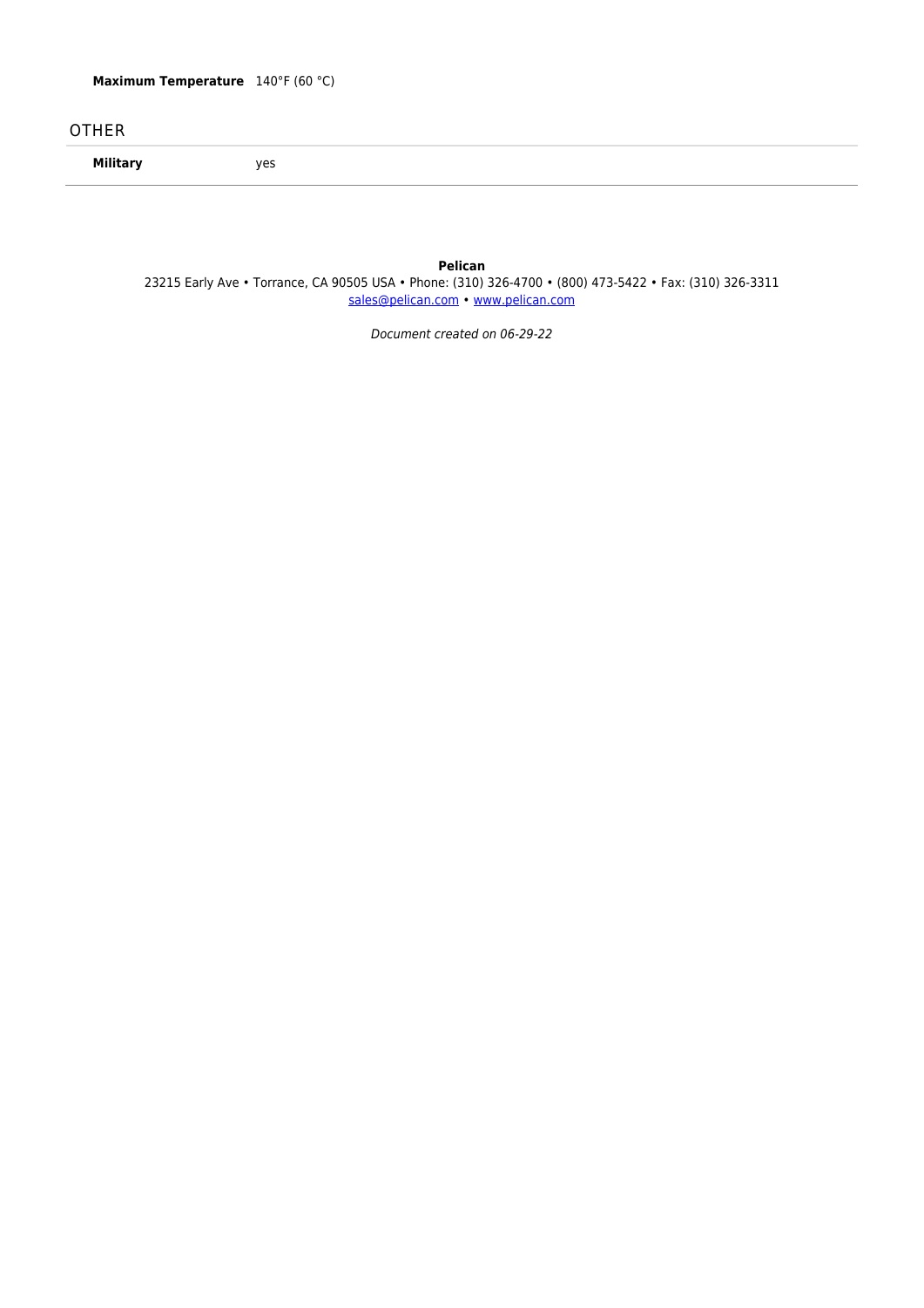| | |
|---|---|
| **Maximum Temperature** | 140°F (60 °C) |

## OTHER

| | |
|---|---|
| **Military** | yes |

**Pelican**

23215 Early Ave • Torrance, CA 90505 USA • Phone: (310) 326-4700 • (800) 473-5422 • Fax: (310) 326-3311

sales@pelican.com • www.pelican.com

*Document created on 06-29-22*